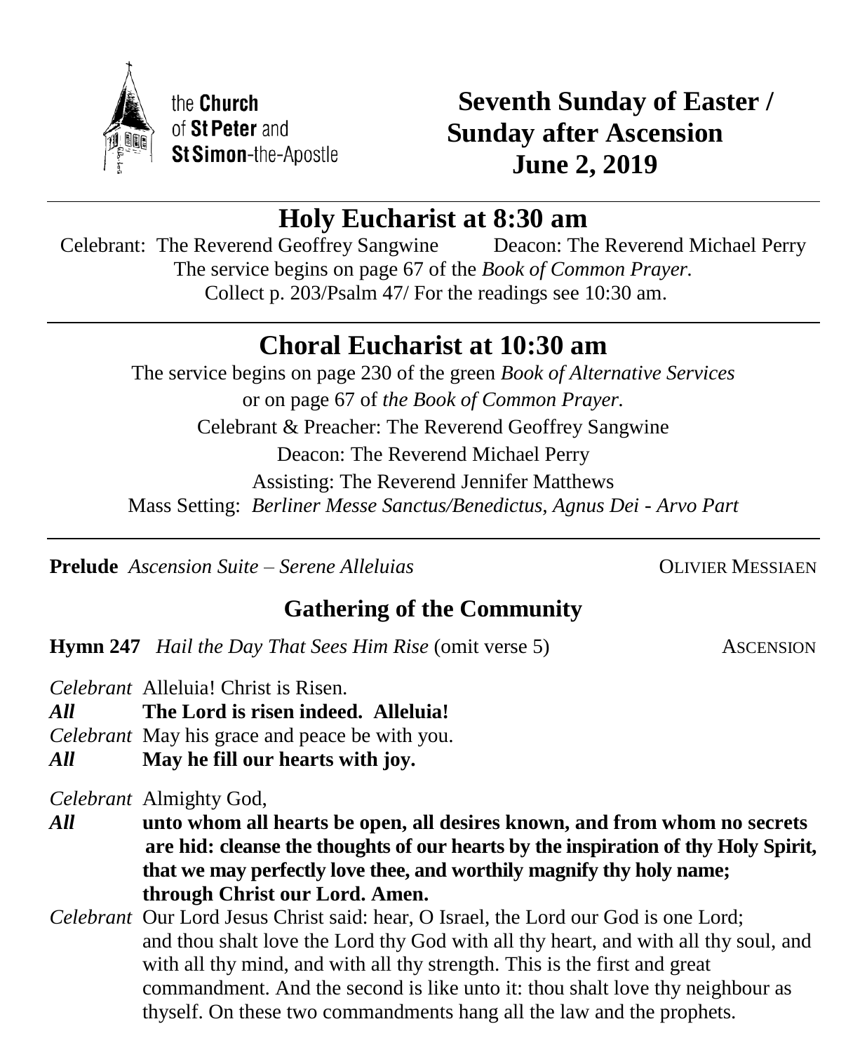the **Church** of **St Peter** and **St Simon**-the-Apostle

# Seventh Sunday of Easter / Sunday after Ascension June 2, 2019

## Holy Eucharist at 8:30 am

Celebrant: The Reverend Geoffrey Sangwine Deacon: The Reverend Michael Perry

The service begins on page 67 of the *Book of Common Prayer.*

Collect p. 203/Psalm 47/ For the readings see 10:30 am.

## Choral Eucharist at 10:30 am

The service begins on page 230 of the green *Book of Alternative Services*

or on page 67 of *the Book of Common Prayer.*

Celebrant & Preacher: The Reverend Geoffrey Sangwine

Deacon: The Reverend Michael Perry

Assisting: The Reverend Jennifer Matthews

Mass Setting: *Berliner Messe Sanctus/Benedictus, Agnus Dei - Arvo Part*

**Prelude** *Ascension Suite – Serene Alleluias* OLIVIER MESSIAEN

### Gathering of the Community

**Hymn 247** *Hail the Day That Sees Him Rise* (omit verse 5) ASCENSION

*Celebrant* Alleluia! Christ is Risen.

***All*** **The Lord is risen indeed. Alleluia!**

*Celebrant* May his grace and peace be with you.

***All*** **May he fill our hearts with joy.**

*Celebrant* Almighty God,

***All*** **unto whom all hearts be open, all desires known, and from whom no secrets are hid: cleanse the thoughts of our hearts by the inspiration of thy Holy Spirit, that we may perfectly love thee, and worthily magnify thy holy name; through Christ our Lord. Amen.**

*Celebrant* Our Lord Jesus Christ said: hear, O Israel, the Lord our God is one Lord; and thou shalt love the Lord thy God with all thy heart, and with all thy soul, and with all thy mind, and with all thy strength. This is the first and great commandment. And the second is like unto it: thou shalt love thy neighbour as thyself. On these two commandments hang all the law and the prophets.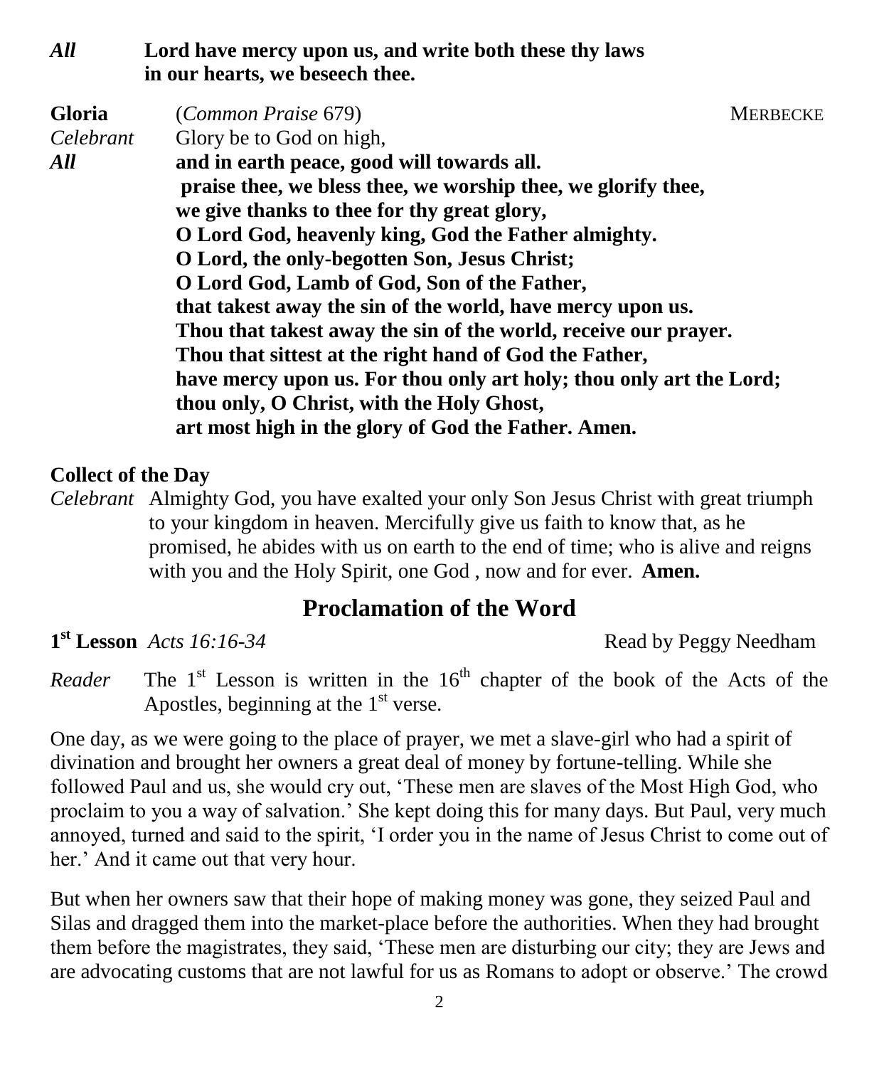*All* **Lord have mercy upon us, and write both these thy laws in our hearts, we beseech thee.**

**Gloria** (*Common Praise* 679) MERBECKE

*Celebrant* Glory be to God on high,

*All* **and in earth peace, good will towards all.**
**praise thee, we bless thee, we worship thee, we glorify thee,**
**we give thanks to thee for thy great glory,**
**O Lord God, heavenly king, God the Father almighty.**
**O Lord, the only-begotten Son, Jesus Christ;**
**O Lord God, Lamb of God, Son of the Father,**
**that takest away the sin of the world, have mercy upon us.**
**Thou that takest away the sin of the world, receive our prayer.**
**Thou that sittest at the right hand of God the Father,**
**have mercy upon us. For thou only art holy; thou only art the Lord;**
**thou only, O Christ, with the Holy Ghost,**
**art most high in the glory of God the Father. Amen.**

**Collect of the Day**

*Celebrant* Almighty God, you have exalted your only Son Jesus Christ with great triumph to your kingdom in heaven. Mercifully give us faith to know that, as he promised, he abides with us on earth to the end of time; who is alive and reigns with you and the Holy Spirit, one God , now and for ever. **Amen.**

## Proclamation of the Word

**1st Lesson** *Acts 16:16-34* Read by Peggy Needham

*Reader* The 1st Lesson is written in the 16th chapter of the book of the Acts of the Apostles, beginning at the 1st verse.

One day, as we were going to the place of prayer, we met a slave-girl who had a spirit of divination and brought her owners a great deal of money by fortune-telling. While she followed Paul and us, she would cry out, 'These men are slaves of the Most High God, who proclaim to you a way of salvation.' She kept doing this for many days. But Paul, very much annoyed, turned and said to the spirit, 'I order you in the name of Jesus Christ to come out of her.' And it came out that very hour.

But when her owners saw that their hope of making money was gone, they seized Paul and Silas and dragged them into the market-place before the authorities. When they had brought them before the magistrates, they said, 'These men are disturbing our city; they are Jews and are advocating customs that are not lawful for us as Romans to adopt or observe.' The crowd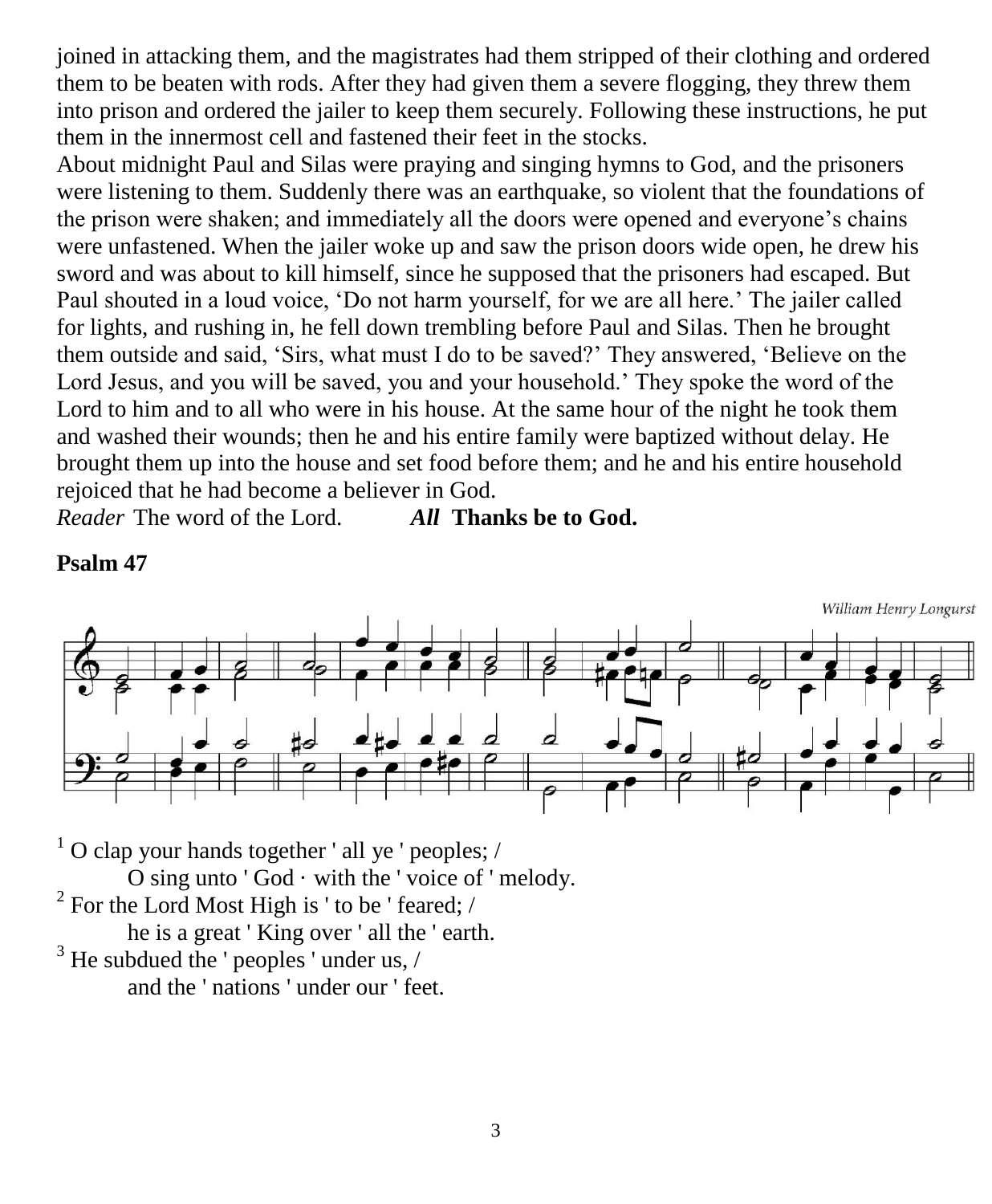joined in attacking them, and the magistrates had them stripped of their clothing and ordered them to be beaten with rods. After they had given them a severe flogging, they threw them into prison and ordered the jailer to keep them securely. Following these instructions, he put them in the innermost cell and fastened their feet in the stocks.

About midnight Paul and Silas were praying and singing hymns to God, and the prisoners were listening to them. Suddenly there was an earthquake, so violent that the foundations of the prison were shaken; and immediately all the doors were opened and everyone's chains were unfastened. When the jailer woke up and saw the prison doors wide open, he drew his sword and was about to kill himself, since he supposed that the prisoners had escaped. But Paul shouted in a loud voice, 'Do not harm yourself, for we are all here.' The jailer called for lights, and rushing in, he fell down trembling before Paul and Silas. Then he brought them outside and said, 'Sirs, what must I do to be saved?' They answered, 'Believe on the Lord Jesus, and you will be saved, you and your household.' They spoke the word of the Lord to him and to all who were in his house. At the same hour of the night he took them and washed their wounds; then he and his entire family were baptized without delay. He brought them up into the house and set food before them; and he and his entire household rejoiced that he had become a believer in God.

*Reader* The word of the Lord. ***All* Thanks be to God.**

**Psalm 47**

*William Henry Longurst*

[1] O clap your hands together ' all ye ' peoples; /
O sing unto ' God · with the ' voice of ' melody.

[2] For the Lord Most High is ' to be ' feared; /
he is a great ' King over ' all the ' earth.

[3] He subdued the ' peoples ' under us, /
and the ' nations ' under our ' feet.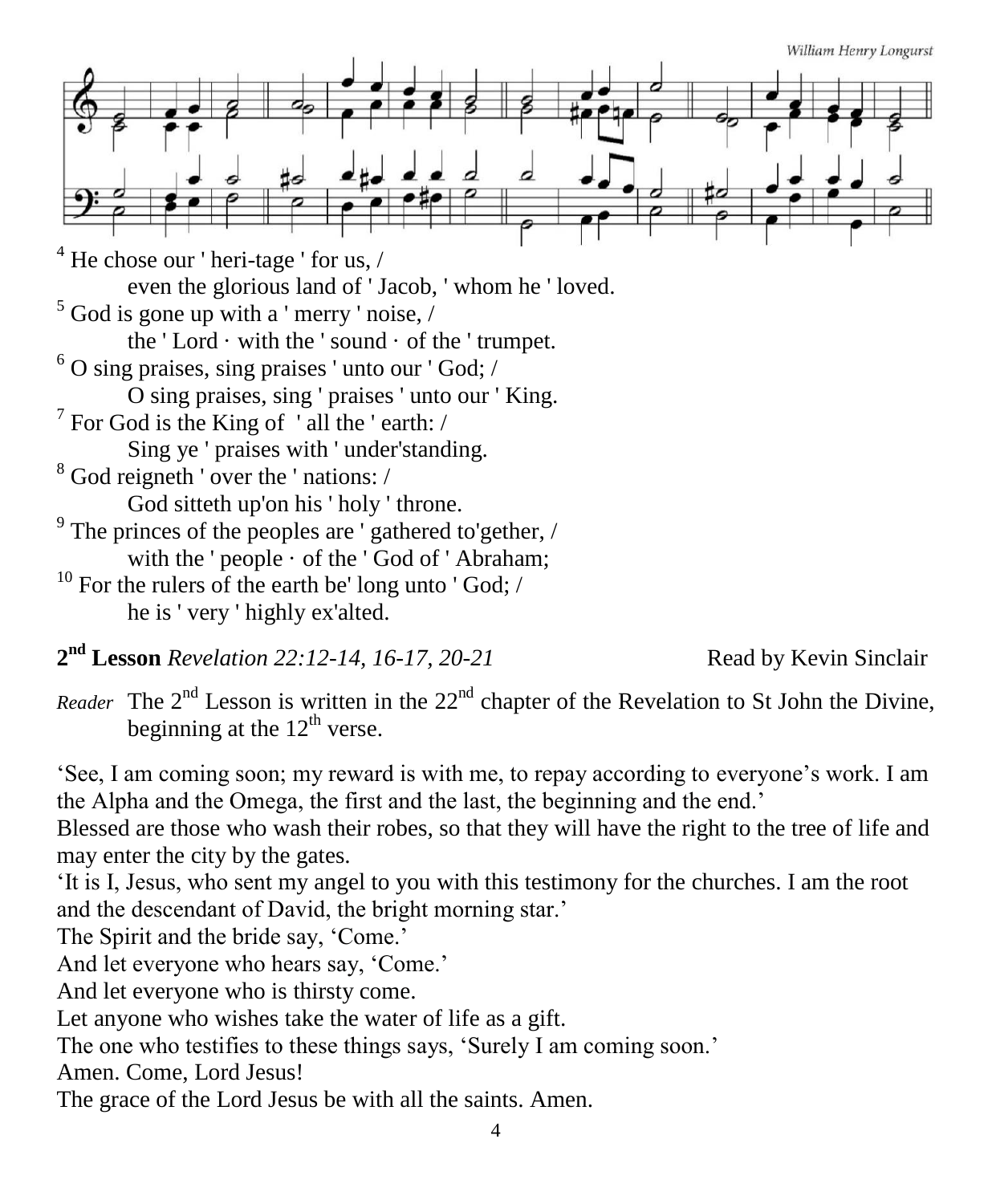William Henry Longurst

[4] He chose our ' heri-tage ' for us, /
even the glorious land of ' Jacob, ' whom he ' loved.
[5] God is gone up with a ' merry ' noise, /
the ' Lord · with the ' sound · of the ' trumpet.
[6] O sing praises, sing praises ' unto our ' God; /
O sing praises, sing ' praises ' unto our ' King.
[7] For God is the King of ' all the ' earth: /
Sing ye ' praises with ' under'standing.
[8] God reigneth ' over the ' nations: /
God sitteth up'on his ' holy ' throne.
[9] The princes of the peoples are ' gathered to'gether, /
with the ' people · of the ' God of ' Abraham;
[10] For the rulers of the earth be' long unto ' God; /
he is ' very ' highly ex'alted.

**2nd Lesson** *Revelation 22:12-14, 16-17, 20-21* Read by Kevin Sinclair

*Reader* The 2nd Lesson is written in the 22nd chapter of the Revelation to St John the Divine, beginning at the 12th verse.

'See, I am coming soon; my reward is with me, to repay according to everyone's work. I am the Alpha and the Omega, the first and the last, the beginning and the end.'
Blessed are those who wash their robes, so that they will have the right to the tree of life and may enter the city by the gates.
'It is I, Jesus, who sent my angel to you with this testimony for the churches. I am the root and the descendant of David, the bright morning star.'
The Spirit and the bride say, 'Come.'
And let everyone who hears say, 'Come.'
And let everyone who is thirsty come.
Let anyone who wishes take the water of life as a gift.
The one who testifies to these things says, 'Surely I am coming soon.'
Amen. Come, Lord Jesus!
The grace of the Lord Jesus be with all the saints. Amen.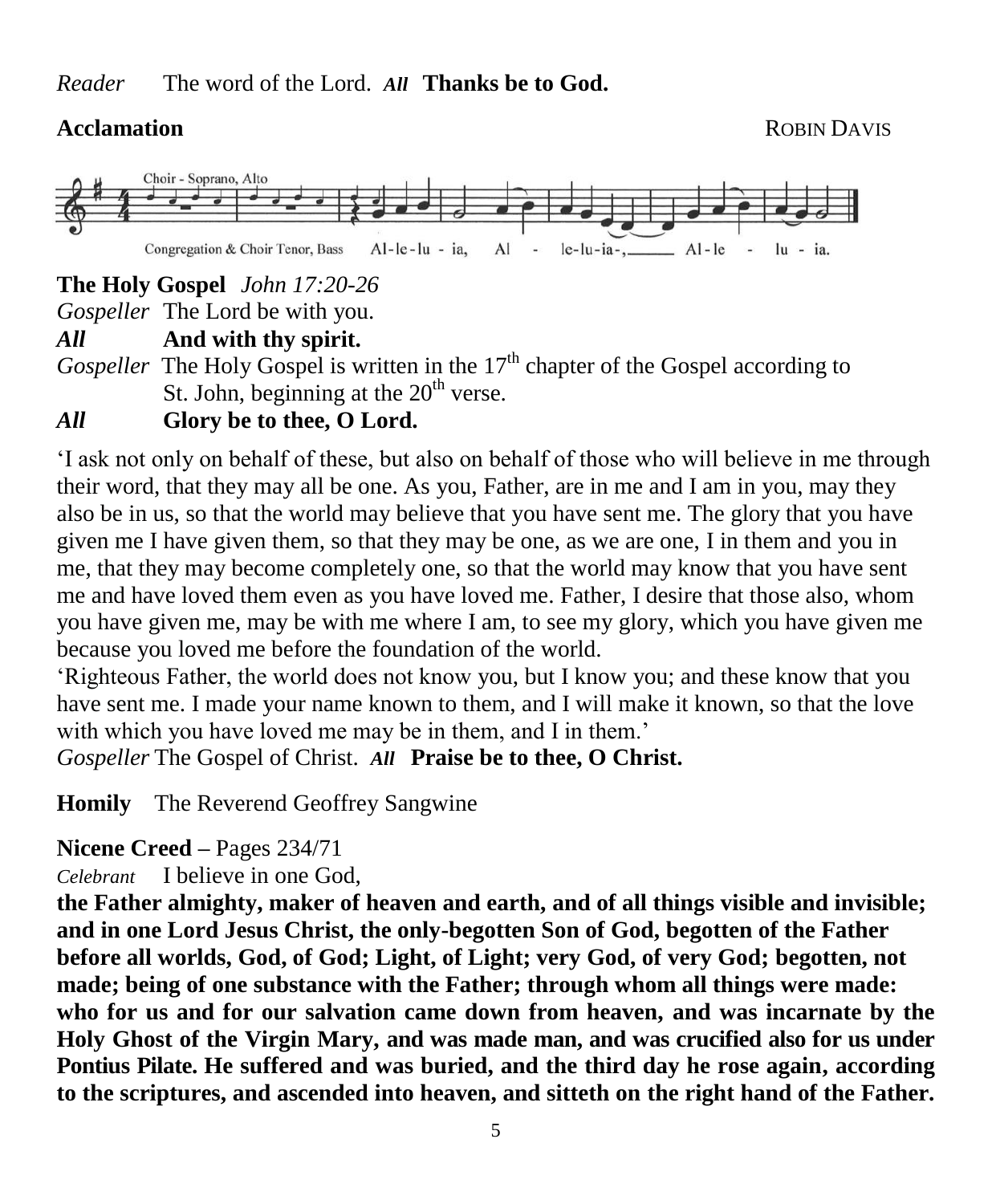*Reader* The word of the Lord. ***All*** **Thanks be to God.**

**Acclamation** ROBIN DAVIS

Choir - Soprano, Alto

Congregation & Choir Tenor, Bass Al-le-lu - ia, Al - le-lu-ia-, Al-le - lu - ia.

**The Holy Gospel** *John 17:20-26*

*Gospeller* The Lord be with you.

***All*** **And with thy spirit.**

*Gospeller* The Holy Gospel is written in the 17th chapter of the Gospel according to St. John, beginning at the 20th verse.

***All*** **Glory be to thee, O Lord.**

'I ask not only on behalf of these, but also on behalf of those who will believe in me through their word, that they may all be one. As you, Father, are in me and I am in you, may they also be in us, so that the world may believe that you have sent me. The glory that you have given me I have given them, so that they may be one, as we are one, I in them and you in me, that they may become completely one, so that the world may know that you have sent me and have loved them even as you have loved me. Father, I desire that those also, whom you have given me, may be with me where I am, to see my glory, which you have given me because you loved me before the foundation of the world.

'Righteous Father, the world does not know you, but I know you; and these know that you have sent me. I made your name known to them, and I will make it known, so that the love with which you have loved me may be in them, and I in them.'

*Gospeller* The Gospel of Christ. ***All*** **Praise be to thee, O Christ.**

**Homily** The Reverend Geoffrey Sangwine

**Nicene Creed –** Pages 234/71

*Celebrant* I believe in one God,

**the Father almighty, maker of heaven and earth, and of all things visible and invisible; and in one Lord Jesus Christ, the only-begotten Son of God, begotten of the Father before all worlds, God, of God; Light, of Light; very God, of very God; begotten, not made; being of one substance with the Father; through whom all things were made: who for us and for our salvation came down from heaven, and was incarnate by the Holy Ghost of the Virgin Mary, and was made man, and was crucified also for us under Pontius Pilate. He suffered and was buried, and the third day he rose again, according to the scriptures, and ascended into heaven, and sitteth on the right hand of the Father.**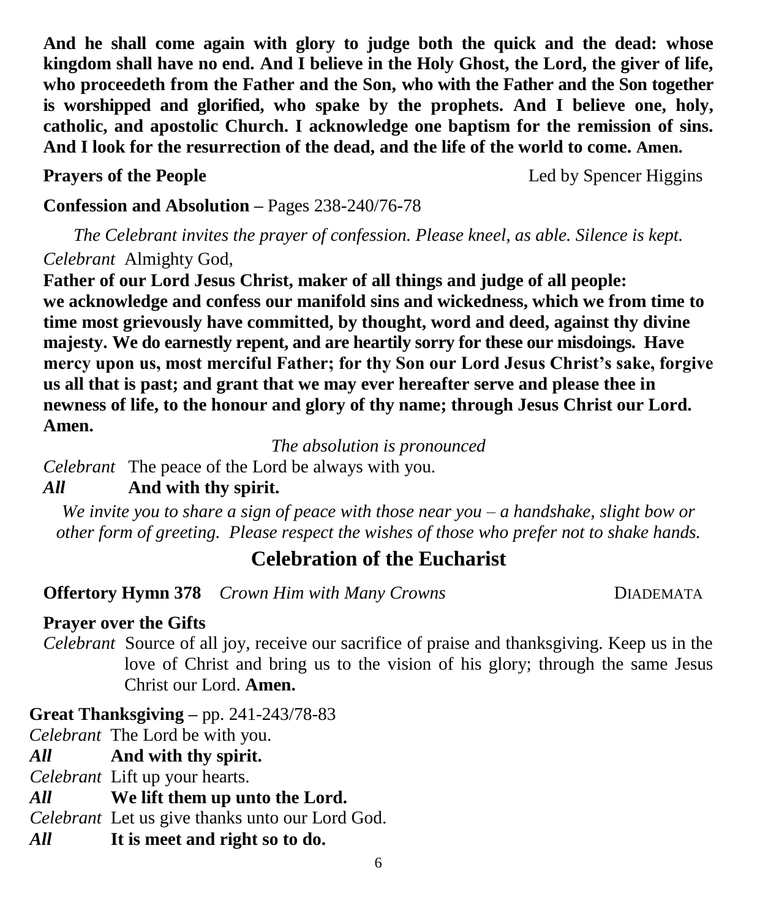**And he shall come again with glory to judge both the quick and the dead: whose kingdom shall have no end. And I believe in the Holy Ghost, the Lord, the giver of life, who proceedeth from the Father and the Son, who with the Father and the Son together is worshipped and glorified, who spake by the prophets. And I believe one, holy, catholic, and apostolic Church. I acknowledge one baptism for the remission of sins. And I look for the resurrection of the dead, and the life of the world to come. Amen.**

**Prayers of the People** Led by Spencer Higgins

**Confession and Absolution –** Pages 238-240/76-78

*The Celebrant invites the prayer of confession. Please kneel, as able. Silence is kept.*

*Celebrant* Almighty God,

**Father of our Lord Jesus Christ, maker of all things and judge of all people: we acknowledge and confess our manifold sins and wickedness, which we from time to time most grievously have committed, by thought, word and deed, against thy divine majesty. We do earnestly repent, and are heartily sorry for these our misdoings. Have mercy upon us, most merciful Father; for thy Son our Lord Jesus Christ's sake, forgive us all that is past; and grant that we may ever hereafter serve and please thee in newness of life, to the honour and glory of thy name; through Jesus Christ our Lord. Amen.**

*The absolution is pronounced*

*Celebrant* The peace of the Lord be always with you.

***All*** **And with thy spirit.**

*We invite you to share a sign of peace with those near you – a handshake, slight bow or other form of greeting. Please respect the wishes of those who prefer not to shake hands.*

## Celebration of the Eucharist

**Offertory Hymn 378** *Crown Him with Many Crowns* DIADEMATA

**Prayer over the Gifts**

*Celebrant* Source of all joy, receive our sacrifice of praise and thanksgiving. Keep us in the love of Christ and bring us to the vision of his glory; through the same Jesus Christ our Lord. **Amen.**

**Great Thanksgiving –** pp. 241-243/78-83

*Celebrant* The Lord be with you.

***All*** **And with thy spirit.**

*Celebrant* Lift up your hearts.

***All*** **We lift them up unto the Lord.**

*Celebrant* Let us give thanks unto our Lord God.

***All*** **It is meet and right so to do.**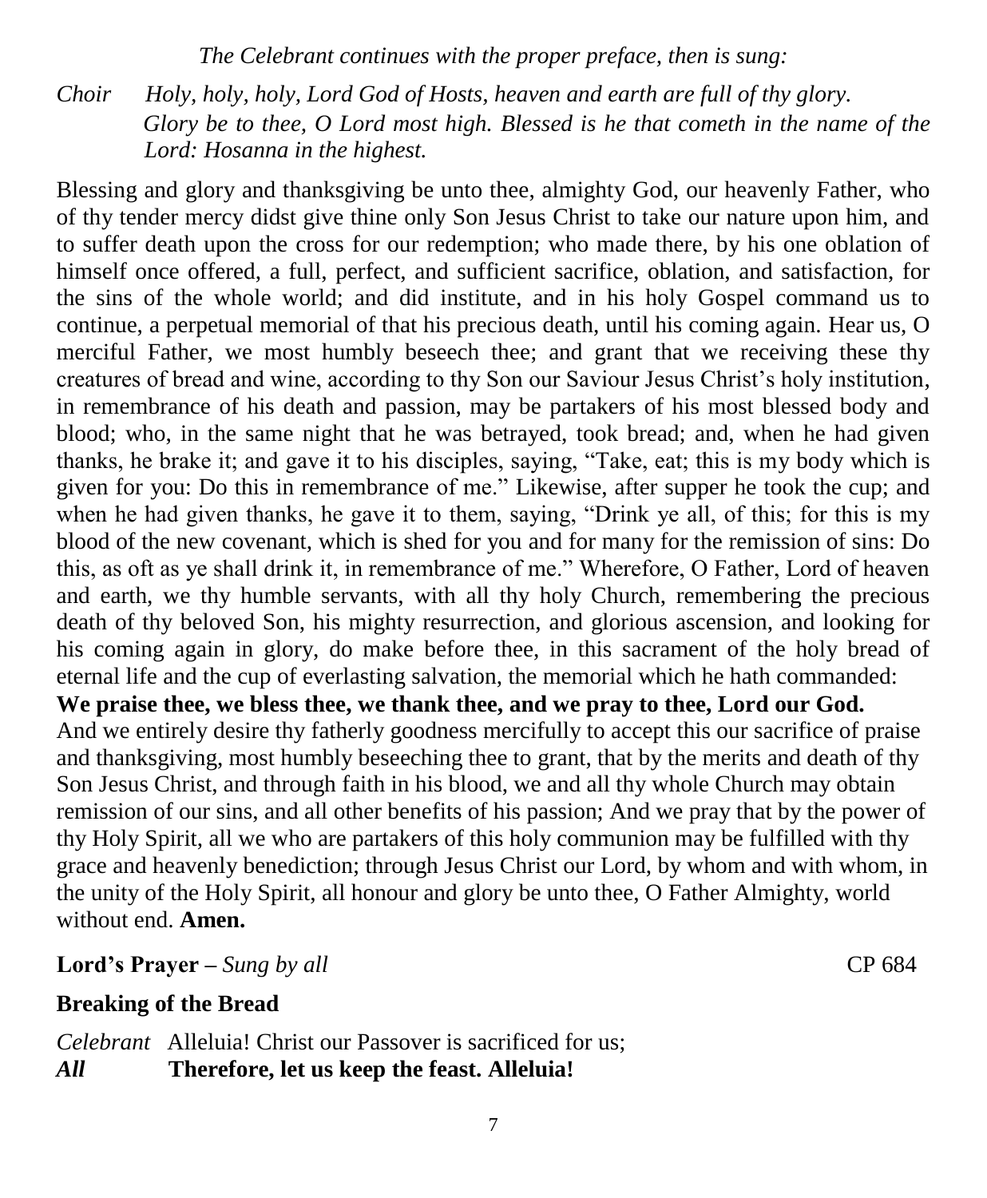*The Celebrant continues with the proper preface, then is sung:*

*Choir* *Holy, holy, holy, Lord God of Hosts, heaven and earth are full of thy glory. Glory be to thee, O Lord most high. Blessed is he that cometh in the name of the Lord: Hosanna in the highest.*

Blessing and glory and thanksgiving be unto thee, almighty God, our heavenly Father, who of thy tender mercy didst give thine only Son Jesus Christ to take our nature upon him, and to suffer death upon the cross for our redemption; who made there, by his one oblation of himself once offered, a full, perfect, and sufficient sacrifice, oblation, and satisfaction, for the sins of the whole world; and did institute, and in his holy Gospel command us to continue, a perpetual memorial of that his precious death, until his coming again. Hear us, O merciful Father, we most humbly beseech thee; and grant that we receiving these thy creatures of bread and wine, according to thy Son our Saviour Jesus Christ's holy institution, in remembrance of his death and passion, may be partakers of his most blessed body and blood; who, in the same night that he was betrayed, took bread; and, when he had given thanks, he brake it; and gave it to his disciples, saying, "Take, eat; this is my body which is given for you: Do this in remembrance of me." Likewise, after supper he took the cup; and when he had given thanks, he gave it to them, saying, "Drink ye all, of this; for this is my blood of the new covenant, which is shed for you and for many for the remission of sins: Do this, as oft as ye shall drink it, in remembrance of me." Wherefore, O Father, Lord of heaven and earth, we thy humble servants, with all thy holy Church, remembering the precious death of thy beloved Son, his mighty resurrection, and glorious ascension, and looking for his coming again in glory, do make before thee, in this sacrament of the holy bread of eternal life and the cup of everlasting salvation, the memorial which he hath commanded:
**We praise thee, we bless thee, we thank thee, and we pray to thee, Lord our God.**
And we entirely desire thy fatherly goodness mercifully to accept this our sacrifice of praise and thanksgiving, most humbly beseeching thee to grant, that by the merits and death of thy Son Jesus Christ, and through faith in his blood, we and all thy whole Church may obtain remission of our sins, and all other benefits of his passion; And we pray that by the power of thy Holy Spirit, all we who are partakers of this holy communion may be fulfilled with thy grace and heavenly benediction; through Jesus Christ our Lord, by whom and with whom, in the unity of the Holy Spirit, all honour and glory be unto thee, O Father Almighty, world without end. **Amen.**

**Lord's Prayer** – *Sung by all* CP 684

**Breaking of the Bread**

*Celebrant* Alleluia! Christ our Passover is sacrificed for us;
***All*** **Therefore, let us keep the feast. Alleluia!**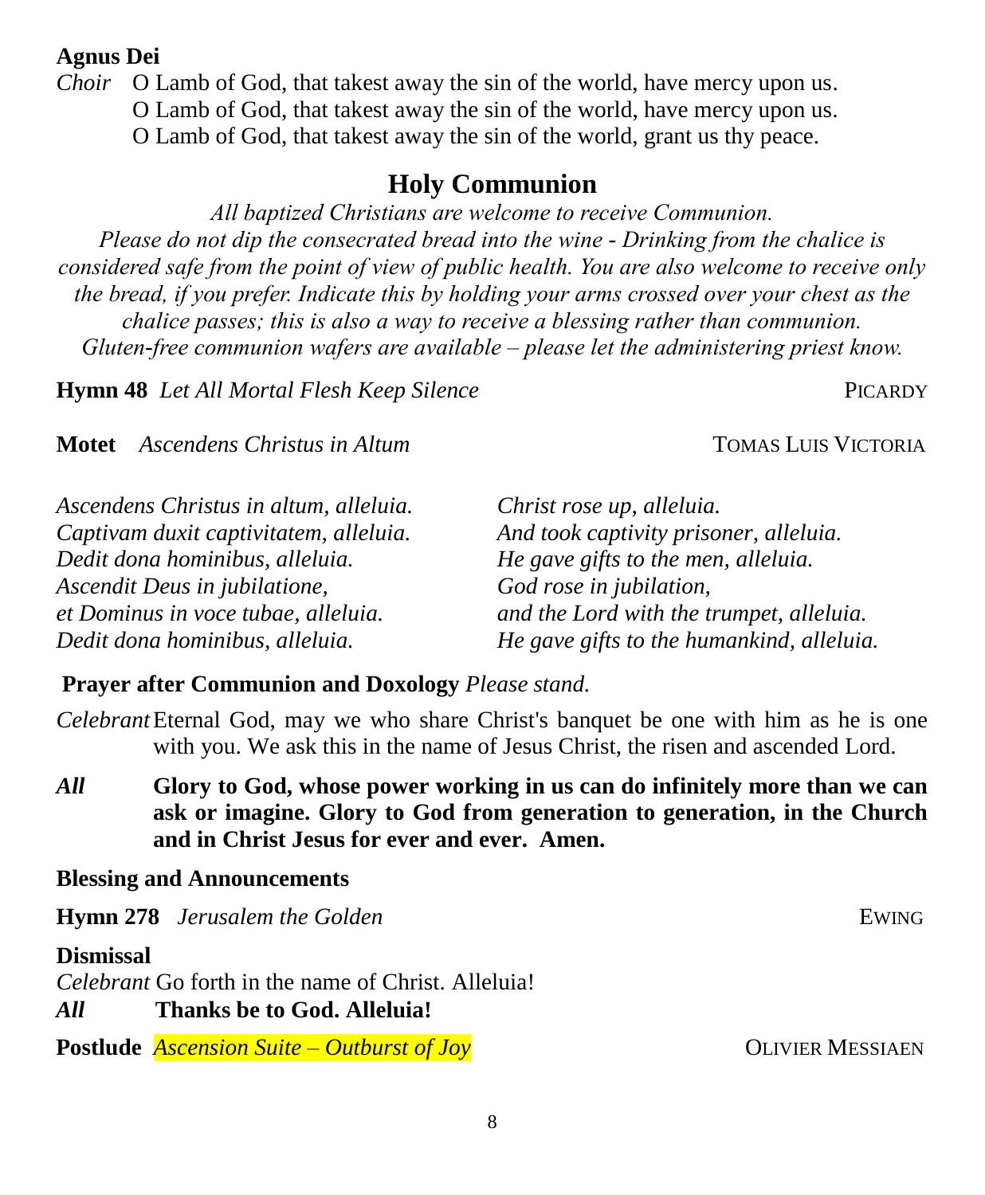**Agnus Dei**

*Choir* O Lamb of God, that takest away the sin of the world, have mercy upon us.
O Lamb of God, that takest away the sin of the world, have mercy upon us.
O Lamb of God, that takest away the sin of the world, grant us thy peace.

## Holy Communion

*All baptized Christians are welcome to receive Communion.*
*Please do not dip the consecrated bread into the wine - Drinking from the chalice is considered safe from the point of view of public health. You are also welcome to receive only the bread, if you prefer. Indicate this by holding your arms crossed over your chest as the chalice passes; this is also a way to receive a blessing rather than communion.*
*Gluten-free communion wafers are available – please let the administering priest know.*

**Hymn 48** *Let All Mortal Flesh Keep Silence* PICARDY

**Motet** *Ascendens Christus in Altum* TOMAS LUIS VICTORIA

| | |
|---|---|
| *Ascendens Christus in altum, alleluia.* | *Christ rose up, alleluia.* |
| *Captivam duxit captivitatem, alleluia.* | *And took captivity prisoner, alleluia.* |
| *Dedit dona hominibus, alleluia.* | *He gave gifts to the men, alleluia.* |
| *Ascendit Deus in jubilatione,* | *God rose in jubilation,* |
| *et Dominus in voce tubae, alleluia.* | *and the Lord with the trumpet, alleluia.* |
| *Dedit dona hominibus, alleluia.* | *He gave gifts to the humankind, alleluia.* |

**Prayer after Communion and Doxology** *Please stand.*

*Celebrant* Eternal God, may we who share Christ's banquet be one with him as he is one with you. We ask this in the name of Jesus Christ, the risen and ascended Lord.

***All*** **Glory to God, whose power working in us can do infinitely more than we can ask or imagine. Glory to God from generation to generation, in the Church and in Christ Jesus for ever and ever. Amen.**

**Blessing and Announcements**

**Hymn 278** *Jerusalem the Golden* EWING

**Dismissal**

*Celebrant* Go forth in the name of Christ. Alleluia!

***All*** **Thanks be to God. Alleluia!**

**Postlude** *Ascension Suite – Outburst of Joy* OLIVIER MESSIAEN